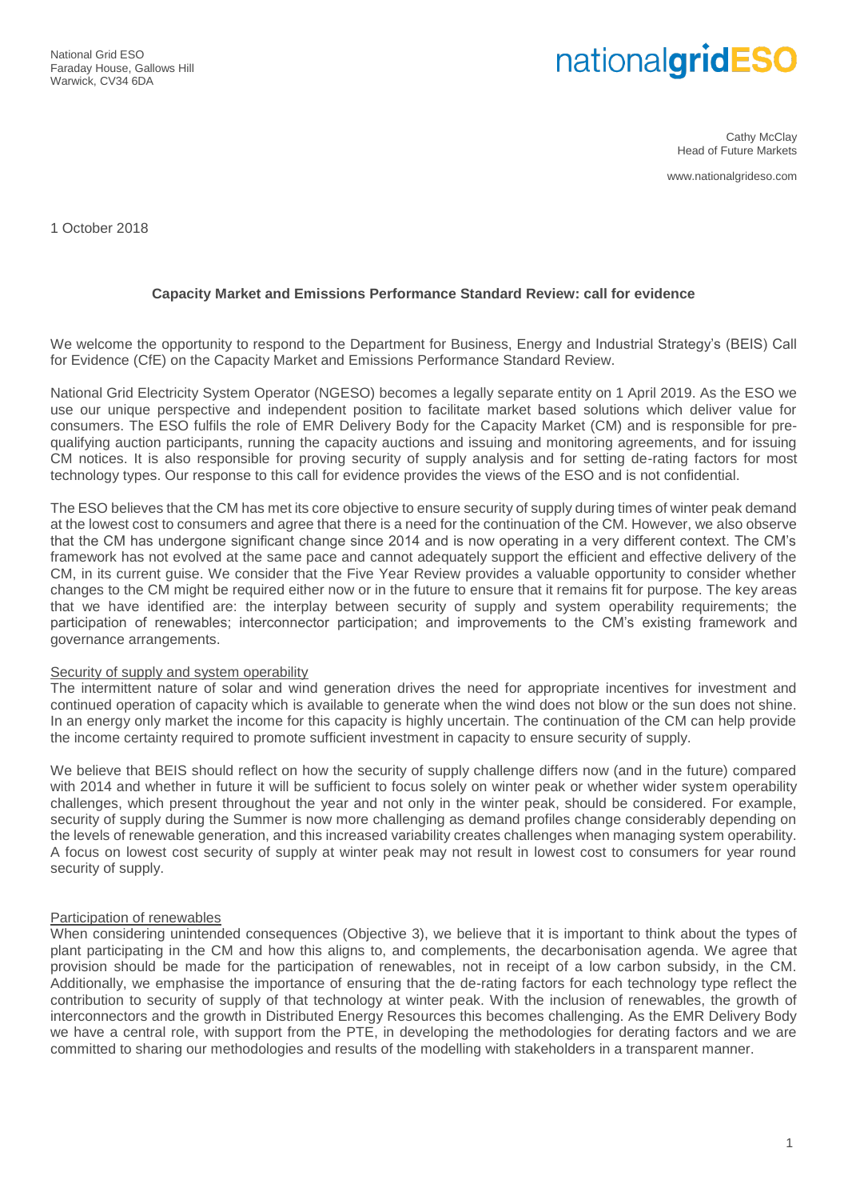National Grid ESO
Faraday House, Gallows Hill
Warwick, CV34 6DA

nationalgridESO

Cathy McClay
Head of Future Markets

www.nationalgrideso.com

1 October 2018

**Capacity Market and Emissions Performance Standard Review: call for evidence**

We welcome the opportunity to respond to the Department for Business, Energy and Industrial Strategy's (BEIS) Call for Evidence (CfE) on the Capacity Market and Emissions Performance Standard Review.

National Grid Electricity System Operator (NGESO) becomes a legally separate entity on 1 April 2019. As the ESO we use our unique perspective and independent position to facilitate market based solutions which deliver value for consumers. The ESO fulfils the role of EMR Delivery Body for the Capacity Market (CM) and is responsible for pre-qualifying auction participants, running the capacity auctions and issuing and monitoring agreements, and for issuing CM notices. It is also responsible for proving security of supply analysis and for setting de-rating factors for most technology types. Our response to this call for evidence provides the views of the ESO and is not confidential.

The ESO believes that the CM has met its core objective to ensure security of supply during times of winter peak demand at the lowest cost to consumers and agree that there is a need for the continuation of the CM. However, we also observe that the CM has undergone significant change since 2014 and is now operating in a very different context. The CM's framework has not evolved at the same pace and cannot adequately support the efficient and effective delivery of the CM, in its current guise. We consider that the Five Year Review provides a valuable opportunity to consider whether changes to the CM might be required either now or in the future to ensure that it remains fit for purpose. The key areas that we have identified are: the interplay between security of supply and system operability requirements; the participation of renewables; interconnector participation; and improvements to the CM's existing framework and governance arrangements.

Security of supply and system operability

The intermittent nature of solar and wind generation drives the need for appropriate incentives for investment and continued operation of capacity which is available to generate when the wind does not blow or the sun does not shine. In an energy only market the income for this capacity is highly uncertain. The continuation of the CM can help provide the income certainty required to promote sufficient investment in capacity to ensure security of supply.

We believe that BEIS should reflect on how the security of supply challenge differs now (and in the future) compared with 2014 and whether in future it will be sufficient to focus solely on winter peak or whether wider system operability challenges, which present throughout the year and not only in the winter peak, should be considered. For example, security of supply during the Summer is now more challenging as demand profiles change considerably depending on the levels of renewable generation, and this increased variability creates challenges when managing system operability. A focus on lowest cost security of supply at winter peak may not result in lowest cost to consumers for year round security of supply.

Participation of renewables

When considering unintended consequences (Objective 3), we believe that it is important to think about the types of plant participating in the CM and how this aligns to, and complements, the decarbonisation agenda. We agree that provision should be made for the participation of renewables, not in receipt of a low carbon subsidy, in the CM. Additionally, we emphasise the importance of ensuring that the de-rating factors for each technology type reflect the contribution to security of supply of that technology at winter peak. With the inclusion of renewables, the growth of interconnectors and the growth in Distributed Energy Resources this becomes challenging. As the EMR Delivery Body we have a central role, with support from the PTE, in developing the methodologies for derating factors and we are committed to sharing our methodologies and results of the modelling with stakeholders in a transparent manner.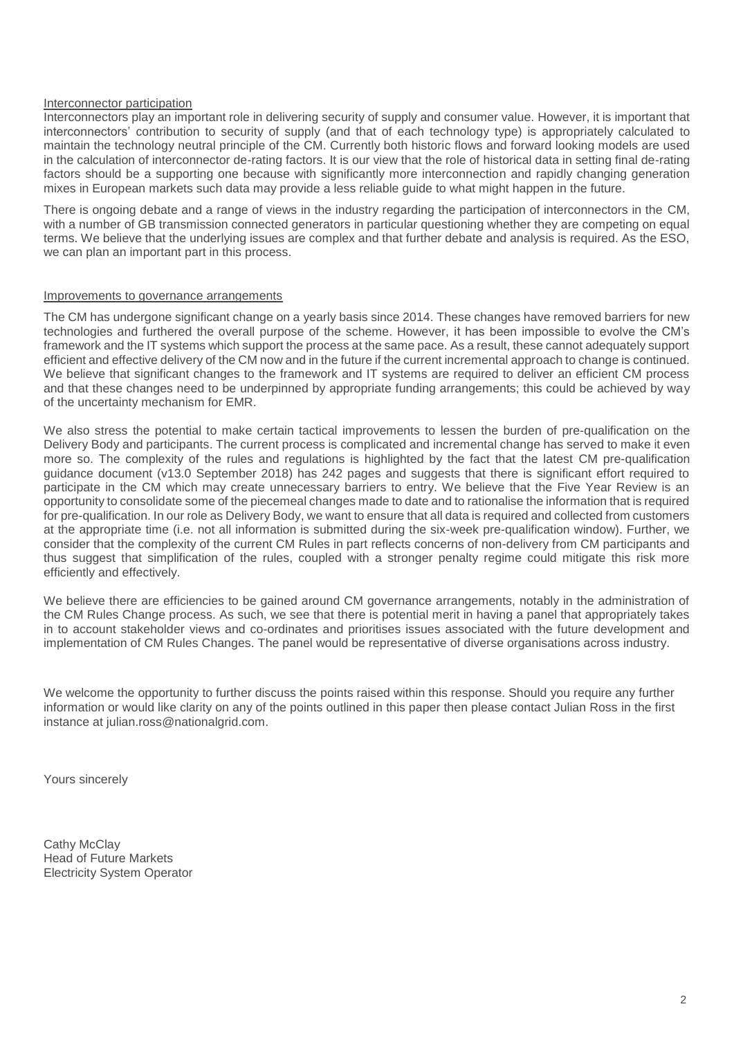Interconnector participation

Interconnectors play an important role in delivering security of supply and consumer value. However, it is important that interconnectors' contribution to security of supply (and that of each technology type) is appropriately calculated to maintain the technology neutral principle of the CM. Currently both historic flows and forward looking models are used in the calculation of interconnector de-rating factors. It is our view that the role of historical data in setting final de-rating factors should be a supporting one because with significantly more interconnection and rapidly changing generation mixes in European markets such data may provide a less reliable guide to what might happen in the future.

There is ongoing debate and a range of views in the industry regarding the participation of interconnectors in the CM, with a number of GB transmission connected generators in particular questioning whether they are competing on equal terms. We believe that the underlying issues are complex and that further debate and analysis is required. As the ESO, we can plan an important part in this process.

Improvements to governance arrangements

The CM has undergone significant change on a yearly basis since 2014. These changes have removed barriers for new technologies and furthered the overall purpose of the scheme. However, it has been impossible to evolve the CM's framework and the IT systems which support the process at the same pace. As a result, these cannot adequately support efficient and effective delivery of the CM now and in the future if the current incremental approach to change is continued. We believe that significant changes to the framework and IT systems are required to deliver an efficient CM process and that these changes need to be underpinned by appropriate funding arrangements; this could be achieved by way of the uncertainty mechanism for EMR.

We also stress the potential to make certain tactical improvements to lessen the burden of pre-qualification on the Delivery Body and participants. The current process is complicated and incremental change has served to make it even more so. The complexity of the rules and regulations is highlighted by the fact that the latest CM pre-qualification guidance document (v13.0 September 2018) has 242 pages and suggests that there is significant effort required to participate in the CM which may create unnecessary barriers to entry. We believe that the Five Year Review is an opportunity to consolidate some of the piecemeal changes made to date and to rationalise the information that is required for pre-qualification. In our role as Delivery Body, we want to ensure that all data is required and collected from customers at the appropriate time (i.e. not all information is submitted during the six-week pre-qualification window). Further, we consider that the complexity of the current CM Rules in part reflects concerns of non-delivery from CM participants and thus suggest that simplification of the rules, coupled with a stronger penalty regime could mitigate this risk more efficiently and effectively.

We believe there are efficiencies to be gained around CM governance arrangements, notably in the administration of the CM Rules Change process. As such, we see that there is potential merit in having a panel that appropriately takes in to account stakeholder views and co-ordinates and prioritises issues associated with the future development and implementation of CM Rules Changes. The panel would be representative of diverse organisations across industry.

We welcome the opportunity to further discuss the points raised within this response. Should you require any further information or would like clarity on any of the points outlined in this paper then please contact Julian Ross in the first instance at julian.ross@nationalgrid.com.

Yours sincerely

Cathy McClay
Head of Future Markets
Electricity System Operator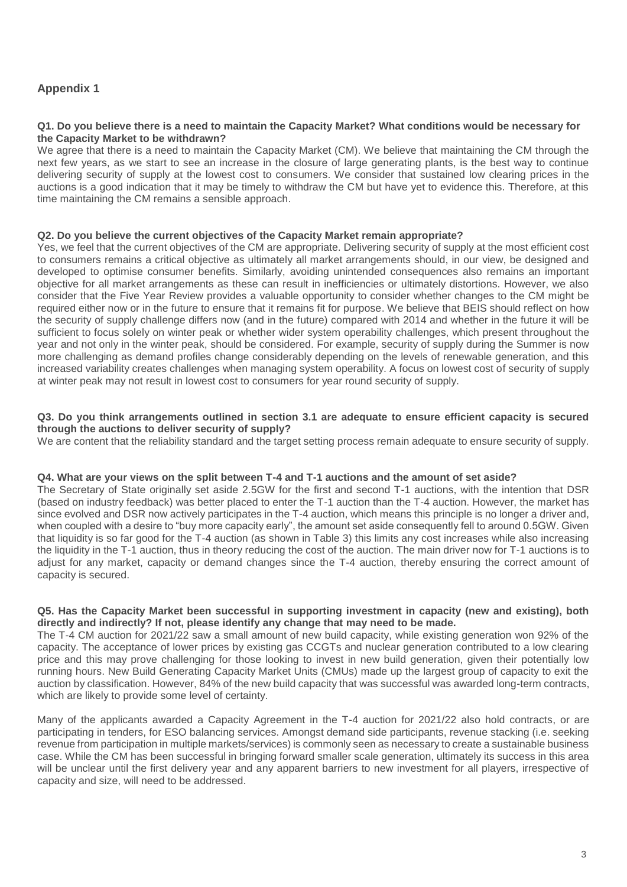## Appendix 1

**Q1. Do you believe there is a need to maintain the Capacity Market? What conditions would be necessary for the Capacity Market to be withdrawn?**

We agree that there is a need to maintain the Capacity Market (CM). We believe that maintaining the CM through the next few years, as we start to see an increase in the closure of large generating plants, is the best way to continue delivering security of supply at the lowest cost to consumers. We consider that sustained low clearing prices in the auctions is a good indication that it may be timely to withdraw the CM but have yet to evidence this. Therefore, at this time maintaining the CM remains a sensible approach.

**Q2. Do you believe the current objectives of the Capacity Market remain appropriate?**

Yes, we feel that the current objectives of the CM are appropriate. Delivering security of supply at the most efficient cost to consumers remains a critical objective as ultimately all market arrangements should, in our view, be designed and developed to optimise consumer benefits. Similarly, avoiding unintended consequences also remains an important objective for all market arrangements as these can result in inefficiencies or ultimately distortions. However, we also consider that the Five Year Review provides a valuable opportunity to consider whether changes to the CM might be required either now or in the future to ensure that it remains fit for purpose. We believe that BEIS should reflect on how the security of supply challenge differs now (and in the future) compared with 2014 and whether in the future it will be sufficient to focus solely on winter peak or whether wider system operability challenges, which present throughout the year and not only in the winter peak, should be considered. For example, security of supply during the Summer is now more challenging as demand profiles change considerably depending on the levels of renewable generation, and this increased variability creates challenges when managing system operability. A focus on lowest cost of security of supply at winter peak may not result in lowest cost to consumers for year round security of supply.

**Q3. Do you think arrangements outlined in section 3.1 are adequate to ensure efficient capacity is secured through the auctions to deliver security of supply?**

We are content that the reliability standard and the target setting process remain adequate to ensure security of supply.

**Q4. What are your views on the split between T-4 and T-1 auctions and the amount of set aside?**

The Secretary of State originally set aside 2.5GW for the first and second T-1 auctions, with the intention that DSR (based on industry feedback) was better placed to enter the T-1 auction than the T-4 auction. However, the market has since evolved and DSR now actively participates in the T-4 auction, which means this principle is no longer a driver and, when coupled with a desire to "buy more capacity early", the amount set aside consequently fell to around 0.5GW. Given that liquidity is so far good for the T-4 auction (as shown in Table 3) this limits any cost increases while also increasing the liquidity in the T-1 auction, thus in theory reducing the cost of the auction. The main driver now for T-1 auctions is to adjust for any market, capacity or demand changes since the T-4 auction, thereby ensuring the correct amount of capacity is secured.

**Q5. Has the Capacity Market been successful in supporting investment in capacity (new and existing), both directly and indirectly? If not, please identify any change that may need to be made.**

The T-4 CM auction for 2021/22 saw a small amount of new build capacity, while existing generation won 92% of the capacity. The acceptance of lower prices by existing gas CCGTs and nuclear generation contributed to a low clearing price and this may prove challenging for those looking to invest in new build generation, given their potentially low running hours. New Build Generating Capacity Market Units (CMUs) made up the largest group of capacity to exit the auction by classification. However, 84% of the new build capacity that was successful was awarded long-term contracts, which are likely to provide some level of certainty.

Many of the applicants awarded a Capacity Agreement in the T-4 auction for 2021/22 also hold contracts, or are participating in tenders, for ESO balancing services. Amongst demand side participants, revenue stacking (i.e. seeking revenue from participation in multiple markets/services) is commonly seen as necessary to create a sustainable business case. While the CM has been successful in bringing forward smaller scale generation, ultimately its success in this area will be unclear until the first delivery year and any apparent barriers to new investment for all players, irrespective of capacity and size, will need to be addressed.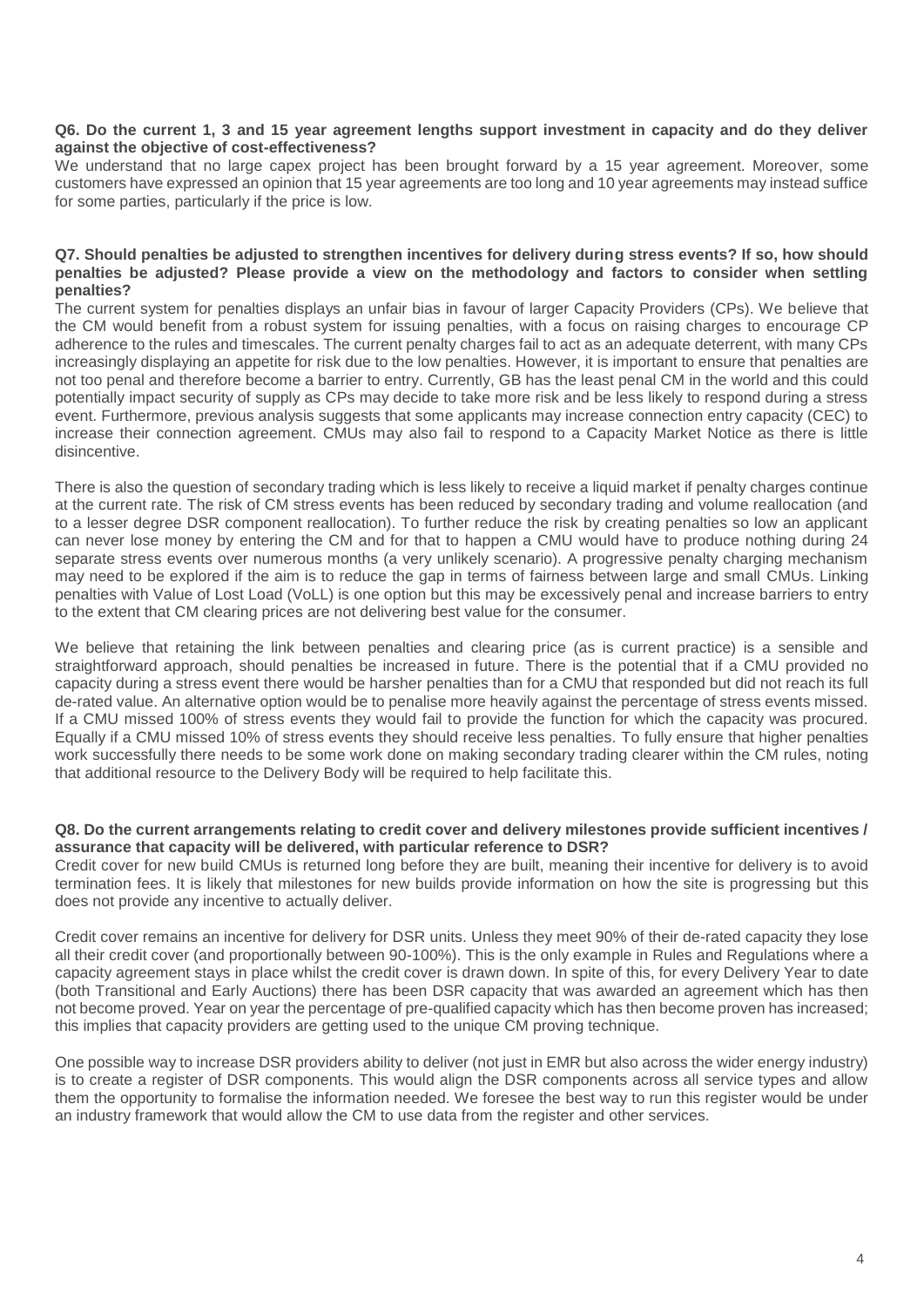**Q6. Do the current 1, 3 and 15 year agreement lengths support investment in capacity and do they deliver against the objective of cost-effectiveness?**

We understand that no large capex project has been brought forward by a 15 year agreement. Moreover, some customers have expressed an opinion that 15 year agreements are too long and 10 year agreements may instead suffice for some parties, particularly if the price is low.

**Q7. Should penalties be adjusted to strengthen incentives for delivery during stress events? If so, how should penalties be adjusted? Please provide a view on the methodology and factors to consider when settling penalties?**

The current system for penalties displays an unfair bias in favour of larger Capacity Providers (CPs). We believe that the CM would benefit from a robust system for issuing penalties, with a focus on raising charges to encourage CP adherence to the rules and timescales. The current penalty charges fail to act as an adequate deterrent, with many CPs increasingly displaying an appetite for risk due to the low penalties. However, it is important to ensure that penalties are not too penal and therefore become a barrier to entry. Currently, GB has the least penal CM in the world and this could potentially impact security of supply as CPs may decide to take more risk and be less likely to respond during a stress event. Furthermore, previous analysis suggests that some applicants may increase connection entry capacity (CEC) to increase their connection agreement. CMUs may also fail to respond to a Capacity Market Notice as there is little disincentive.

There is also the question of secondary trading which is less likely to receive a liquid market if penalty charges continue at the current rate. The risk of CM stress events has been reduced by secondary trading and volume reallocation (and to a lesser degree DSR component reallocation). To further reduce the risk by creating penalties so low an applicant can never lose money by entering the CM and for that to happen a CMU would have to produce nothing during 24 separate stress events over numerous months (a very unlikely scenario). A progressive penalty charging mechanism may need to be explored if the aim is to reduce the gap in terms of fairness between large and small CMUs. Linking penalties with Value of Lost Load (VoLL) is one option but this may be excessively penal and increase barriers to entry to the extent that CM clearing prices are not delivering best value for the consumer.

We believe that retaining the link between penalties and clearing price (as is current practice) is a sensible and straightforward approach, should penalties be increased in future. There is the potential that if a CMU provided no capacity during a stress event there would be harsher penalties than for a CMU that responded but did not reach its full de-rated value. An alternative option would be to penalise more heavily against the percentage of stress events missed. If a CMU missed 100% of stress events they would fail to provide the function for which the capacity was procured. Equally if a CMU missed 10% of stress events they should receive less penalties. To fully ensure that higher penalties work successfully there needs to be some work done on making secondary trading clearer within the CM rules, noting that additional resource to the Delivery Body will be required to help facilitate this.

**Q8. Do the current arrangements relating to credit cover and delivery milestones provide sufficient incentives / assurance that capacity will be delivered, with particular reference to DSR?**

Credit cover for new build CMUs is returned long before they are built, meaning their incentive for delivery is to avoid termination fees. It is likely that milestones for new builds provide information on how the site is progressing but this does not provide any incentive to actually deliver.

Credit cover remains an incentive for delivery for DSR units. Unless they meet 90% of their de-rated capacity they lose all their credit cover (and proportionally between 90-100%). This is the only example in Rules and Regulations where a capacity agreement stays in place whilst the credit cover is drawn down. In spite of this, for every Delivery Year to date (both Transitional and Early Auctions) there has been DSR capacity that was awarded an agreement which has then not become proved. Year on year the percentage of pre-qualified capacity which has then become proven has increased; this implies that capacity providers are getting used to the unique CM proving technique.

One possible way to increase DSR providers ability to deliver (not just in EMR but also across the wider energy industry) is to create a register of DSR components. This would align the DSR components across all service types and allow them the opportunity to formalise the information needed. We foresee the best way to run this register would be under an industry framework that would allow the CM to use data from the register and other services.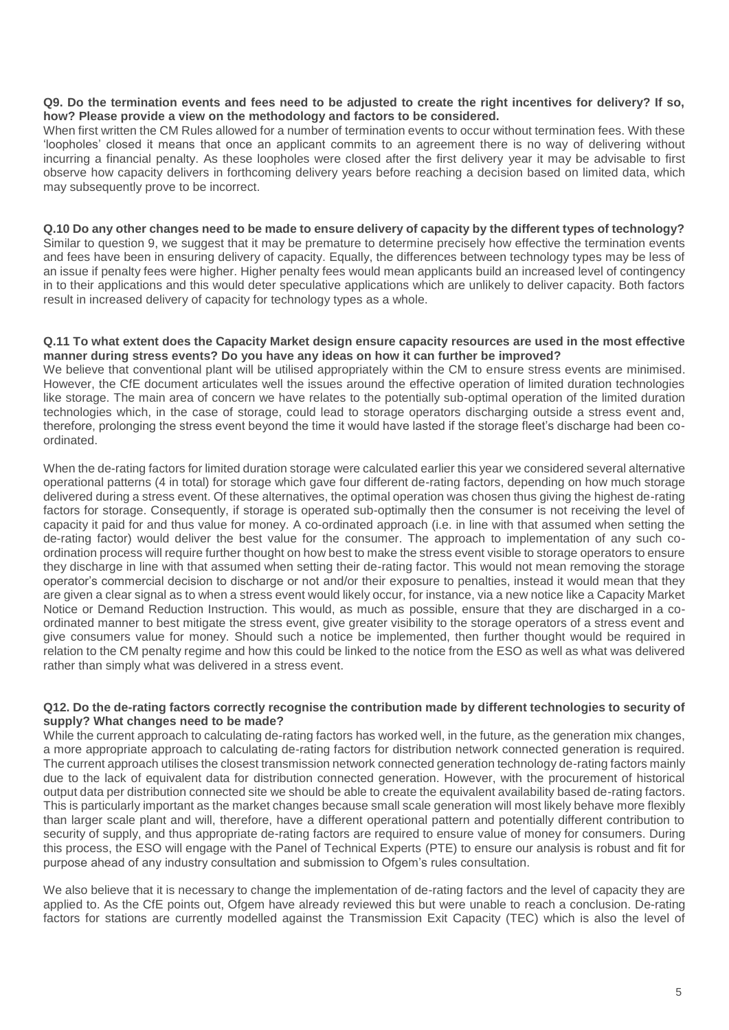**Q9. Do the termination events and fees need to be adjusted to create the right incentives for delivery? If so, how? Please provide a view on the methodology and factors to be considered.**

When first written the CM Rules allowed for a number of termination events to occur without termination fees. With these 'loopholes' closed it means that once an applicant commits to an agreement there is no way of delivering without incurring a financial penalty. As these loopholes were closed after the first delivery year it may be advisable to first observe how capacity delivers in forthcoming delivery years before reaching a decision based on limited data, which may subsequently prove to be incorrect.

**Q.10 Do any other changes need to be made to ensure delivery of capacity by the different types of technology?**

Similar to question 9, we suggest that it may be premature to determine precisely how effective the termination events and fees have been in ensuring delivery of capacity. Equally, the differences between technology types may be less of an issue if penalty fees were higher. Higher penalty fees would mean applicants build an increased level of contingency in to their applications and this would deter speculative applications which are unlikely to deliver capacity. Both factors result in increased delivery of capacity for technology types as a whole.

**Q.11 To what extent does the Capacity Market design ensure capacity resources are used in the most effective manner during stress events? Do you have any ideas on how it can further be improved?**

We believe that conventional plant will be utilised appropriately within the CM to ensure stress events are minimised. However, the CfE document articulates well the issues around the effective operation of limited duration technologies like storage. The main area of concern we have relates to the potentially sub-optimal operation of the limited duration technologies which, in the case of storage, could lead to storage operators discharging outside a stress event and, therefore, prolonging the stress event beyond the time it would have lasted if the storage fleet's discharge had been co-ordinated.

When the de-rating factors for limited duration storage were calculated earlier this year we considered several alternative operational patterns (4 in total) for storage which gave four different de-rating factors, depending on how much storage delivered during a stress event. Of these alternatives, the optimal operation was chosen thus giving the highest de-rating factors for storage. Consequently, if storage is operated sub-optimally then the consumer is not receiving the level of capacity it paid for and thus value for money. A co-ordinated approach (i.e. in line with that assumed when setting the de-rating factor) would deliver the best value for the consumer. The approach to implementation of any such co-ordination process will require further thought on how best to make the stress event visible to storage operators to ensure they discharge in line with that assumed when setting their de-rating factor. This would not mean removing the storage operator's commercial decision to discharge or not and/or their exposure to penalties, instead it would mean that they are given a clear signal as to when a stress event would likely occur, for instance, via a new notice like a Capacity Market Notice or Demand Reduction Instruction. This would, as much as possible, ensure that they are discharged in a co-ordinated manner to best mitigate the stress event, give greater visibility to the storage operators of a stress event and give consumers value for money. Should such a notice be implemented, then further thought would be required in relation to the CM penalty regime and how this could be linked to the notice from the ESO as well as what was delivered rather than simply what was delivered in a stress event.

**Q12. Do the de-rating factors correctly recognise the contribution made by different technologies to security of supply? What changes need to be made?**

While the current approach to calculating de-rating factors has worked well, in the future, as the generation mix changes, a more appropriate approach to calculating de-rating factors for distribution network connected generation is required. The current approach utilises the closest transmission network connected generation technology de-rating factors mainly due to the lack of equivalent data for distribution connected generation. However, with the procurement of historical output data per distribution connected site we should be able to create the equivalent availability based de-rating factors. This is particularly important as the market changes because small scale generation will most likely behave more flexibly than larger scale plant and will, therefore, have a different operational pattern and potentially different contribution to security of supply, and thus appropriate de-rating factors are required to ensure value of money for consumers. During this process, the ESO will engage with the Panel of Technical Experts (PTE) to ensure our analysis is robust and fit for purpose ahead of any industry consultation and submission to Ofgem's rules consultation.

We also believe that it is necessary to change the implementation of de-rating factors and the level of capacity they are applied to. As the CfE points out, Ofgem have already reviewed this but were unable to reach a conclusion. De-rating factors for stations are currently modelled against the Transmission Exit Capacity (TEC) which is also the level of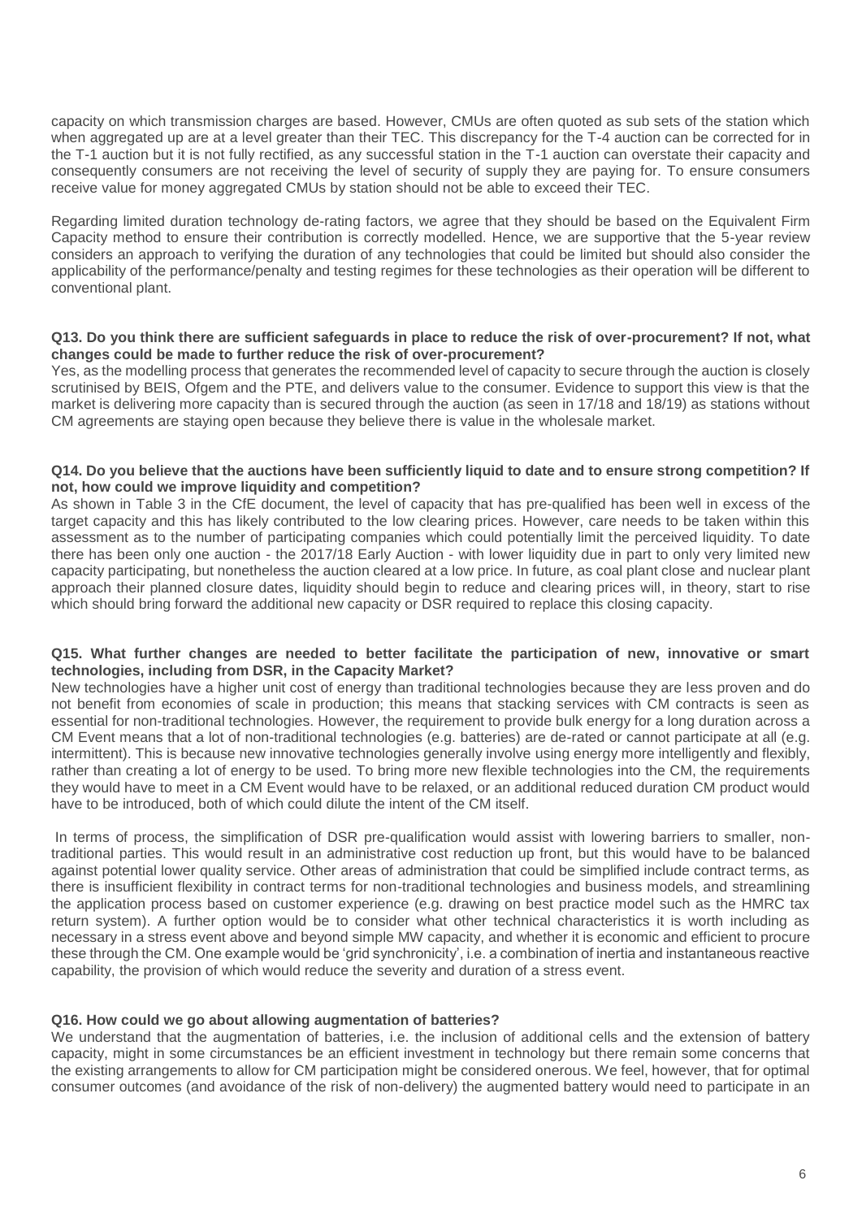capacity on which transmission charges are based. However, CMUs are often quoted as sub sets of the station which when aggregated up are at a level greater than their TEC. This discrepancy for the T-4 auction can be corrected for in the T-1 auction but it is not fully rectified, as any successful station in the T-1 auction can overstate their capacity and consequently consumers are not receiving the level of security of supply they are paying for. To ensure consumers receive value for money aggregated CMUs by station should not be able to exceed their TEC.

Regarding limited duration technology de-rating factors, we agree that they should be based on the Equivalent Firm Capacity method to ensure their contribution is correctly modelled. Hence, we are supportive that the 5-year review considers an approach to verifying the duration of any technologies that could be limited but should also consider the applicability of the performance/penalty and testing regimes for these technologies as their operation will be different to conventional plant.

**Q13. Do you think there are sufficient safeguards in place to reduce the risk of over-procurement? If not, what changes could be made to further reduce the risk of over-procurement?**

Yes, as the modelling process that generates the recommended level of capacity to secure through the auction is closely scrutinised by BEIS, Ofgem and the PTE, and delivers value to the consumer. Evidence to support this view is that the market is delivering more capacity than is secured through the auction (as seen in 17/18 and 18/19) as stations without CM agreements are staying open because they believe there is value in the wholesale market.

**Q14. Do you believe that the auctions have been sufficiently liquid to date and to ensure strong competition? If not, how could we improve liquidity and competition?**

As shown in Table 3 in the CfE document, the level of capacity that has pre-qualified has been well in excess of the target capacity and this has likely contributed to the low clearing prices. However, care needs to be taken within this assessment as to the number of participating companies which could potentially limit the perceived liquidity. To date there has been only one auction - the 2017/18 Early Auction - with lower liquidity due in part to only very limited new capacity participating, but nonetheless the auction cleared at a low price. In future, as coal plant close and nuclear plant approach their planned closure dates, liquidity should begin to reduce and clearing prices will, in theory, start to rise which should bring forward the additional new capacity or DSR required to replace this closing capacity.

**Q15. What further changes are needed to better facilitate the participation of new, innovative or smart technologies, including from DSR, in the Capacity Market?**

New technologies have a higher unit cost of energy than traditional technologies because they are less proven and do not benefit from economies of scale in production; this means that stacking services with CM contracts is seen as essential for non-traditional technologies. However, the requirement to provide bulk energy for a long duration across a CM Event means that a lot of non-traditional technologies (e.g. batteries) are de-rated or cannot participate at all (e.g. intermittent). This is because new innovative technologies generally involve using energy more intelligently and flexibly, rather than creating a lot of energy to be used. To bring more new flexible technologies into the CM, the requirements they would have to meet in a CM Event would have to be relaxed, or an additional reduced duration CM product would have to be introduced, both of which could dilute the intent of the CM itself.

In terms of process, the simplification of DSR pre-qualification would assist with lowering barriers to smaller, non-traditional parties. This would result in an administrative cost reduction up front, but this would have to be balanced against potential lower quality service. Other areas of administration that could be simplified include contract terms, as there is insufficient flexibility in contract terms for non-traditional technologies and business models, and streamlining the application process based on customer experience (e.g. drawing on best practice model such as the HMRC tax return system). A further option would be to consider what other technical characteristics it is worth including as necessary in a stress event above and beyond simple MW capacity, and whether it is economic and efficient to procure these through the CM. One example would be 'grid synchronicity', i.e. a combination of inertia and instantaneous reactive capability, the provision of which would reduce the severity and duration of a stress event.

**Q16. How could we go about allowing augmentation of batteries?**

We understand that the augmentation of batteries, i.e. the inclusion of additional cells and the extension of battery capacity, might in some circumstances be an efficient investment in technology but there remain some concerns that the existing arrangements to allow for CM participation might be considered onerous. We feel, however, that for optimal consumer outcomes (and avoidance of the risk of non-delivery) the augmented battery would need to participate in an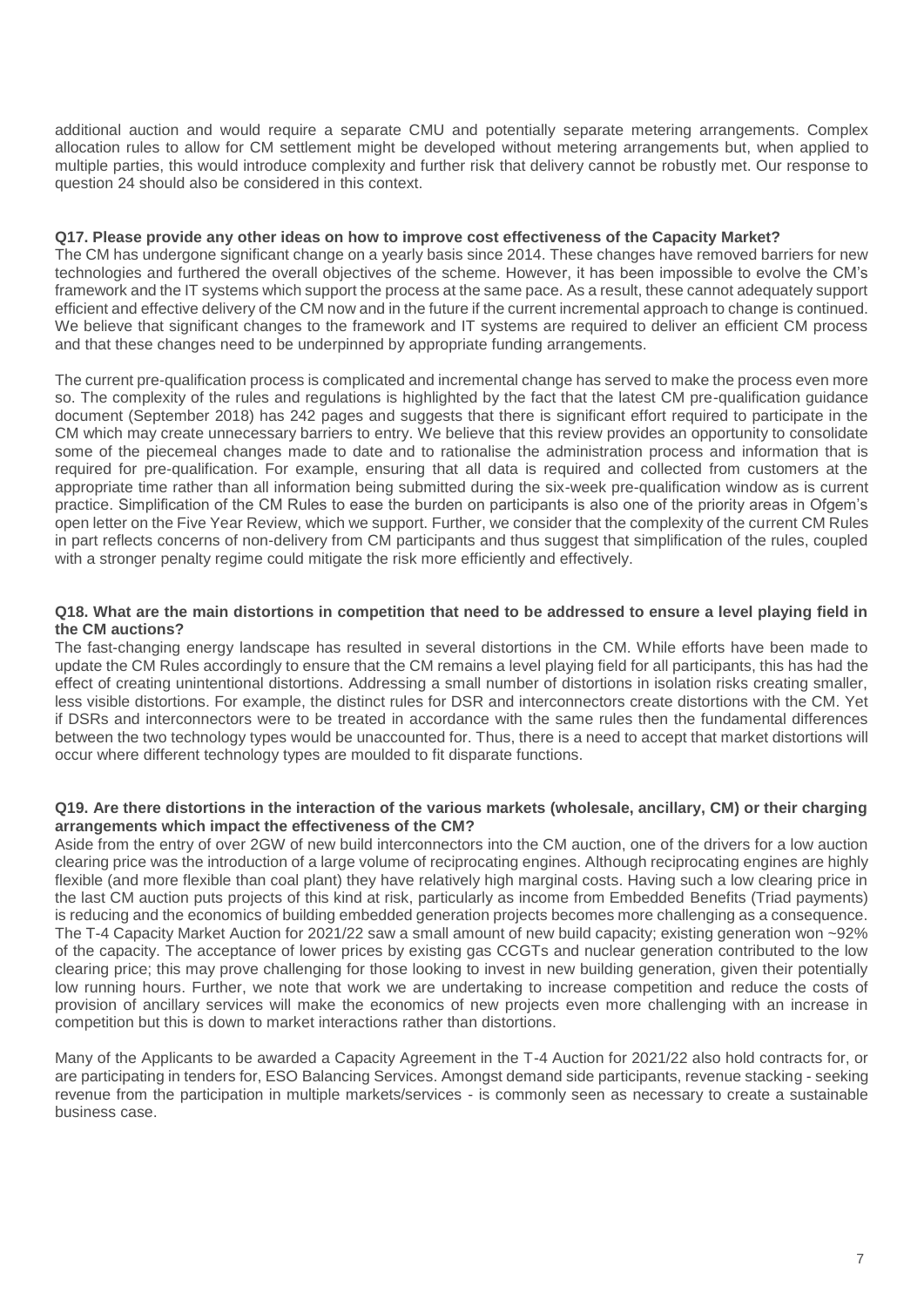additional auction and would require a separate CMU and potentially separate metering arrangements. Complex allocation rules to allow for CM settlement might be developed without metering arrangements but, when applied to multiple parties, this would introduce complexity and further risk that delivery cannot be robustly met. Our response to question 24 should also be considered in this context.

**Q17. Please provide any other ideas on how to improve cost effectiveness of the Capacity Market?**

The CM has undergone significant change on a yearly basis since 2014. These changes have removed barriers for new technologies and furthered the overall objectives of the scheme. However, it has been impossible to evolve the CM's framework and the IT systems which support the process at the same pace. As a result, these cannot adequately support efficient and effective delivery of the CM now and in the future if the current incremental approach to change is continued. We believe that significant changes to the framework and IT systems are required to deliver an efficient CM process and that these changes need to be underpinned by appropriate funding arrangements.

The current pre-qualification process is complicated and incremental change has served to make the process even more so. The complexity of the rules and regulations is highlighted by the fact that the latest CM pre-qualification guidance document (September 2018) has 242 pages and suggests that there is significant effort required to participate in the CM which may create unnecessary barriers to entry. We believe that this review provides an opportunity to consolidate some of the piecemeal changes made to date and to rationalise the administration process and information that is required for pre-qualification. For example, ensuring that all data is required and collected from customers at the appropriate time rather than all information being submitted during the six-week pre-qualification window as is current practice. Simplification of the CM Rules to ease the burden on participants is also one of the priority areas in Ofgem's open letter on the Five Year Review, which we support. Further, we consider that the complexity of the current CM Rules in part reflects concerns of non-delivery from CM participants and thus suggest that simplification of the rules, coupled with a stronger penalty regime could mitigate the risk more efficiently and effectively.

**Q18. What are the main distortions in competition that need to be addressed to ensure a level playing field in the CM auctions?**

The fast-changing energy landscape has resulted in several distortions in the CM. While efforts have been made to update the CM Rules accordingly to ensure that the CM remains a level playing field for all participants, this has had the effect of creating unintentional distortions. Addressing a small number of distortions in isolation risks creating smaller, less visible distortions. For example, the distinct rules for DSR and interconnectors create distortions with the CM. Yet if DSRs and interconnectors were to be treated in accordance with the same rules then the fundamental differences between the two technology types would be unaccounted for. Thus, there is a need to accept that market distortions will occur where different technology types are moulded to fit disparate functions.

**Q19. Are there distortions in the interaction of the various markets (wholesale, ancillary, CM) or their charging arrangements which impact the effectiveness of the CM?**

Aside from the entry of over 2GW of new build interconnectors into the CM auction, one of the drivers for a low auction clearing price was the introduction of a large volume of reciprocating engines. Although reciprocating engines are highly flexible (and more flexible than coal plant) they have relatively high marginal costs. Having such a low clearing price in the last CM auction puts projects of this kind at risk, particularly as income from Embedded Benefits (Triad payments) is reducing and the economics of building embedded generation projects becomes more challenging as a consequence. The T-4 Capacity Market Auction for 2021/22 saw a small amount of new build capacity; existing generation won ~92% of the capacity. The acceptance of lower prices by existing gas CCGTs and nuclear generation contributed to the low clearing price; this may prove challenging for those looking to invest in new building generation, given their potentially low running hours. Further, we note that work we are undertaking to increase competition and reduce the costs of provision of ancillary services will make the economics of new projects even more challenging with an increase in competition but this is down to market interactions rather than distortions.

Many of the Applicants to be awarded a Capacity Agreement in the T-4 Auction for 2021/22 also hold contracts for, or are participating in tenders for, ESO Balancing Services. Amongst demand side participants, revenue stacking - seeking revenue from the participation in multiple markets/services - is commonly seen as necessary to create a sustainable business case.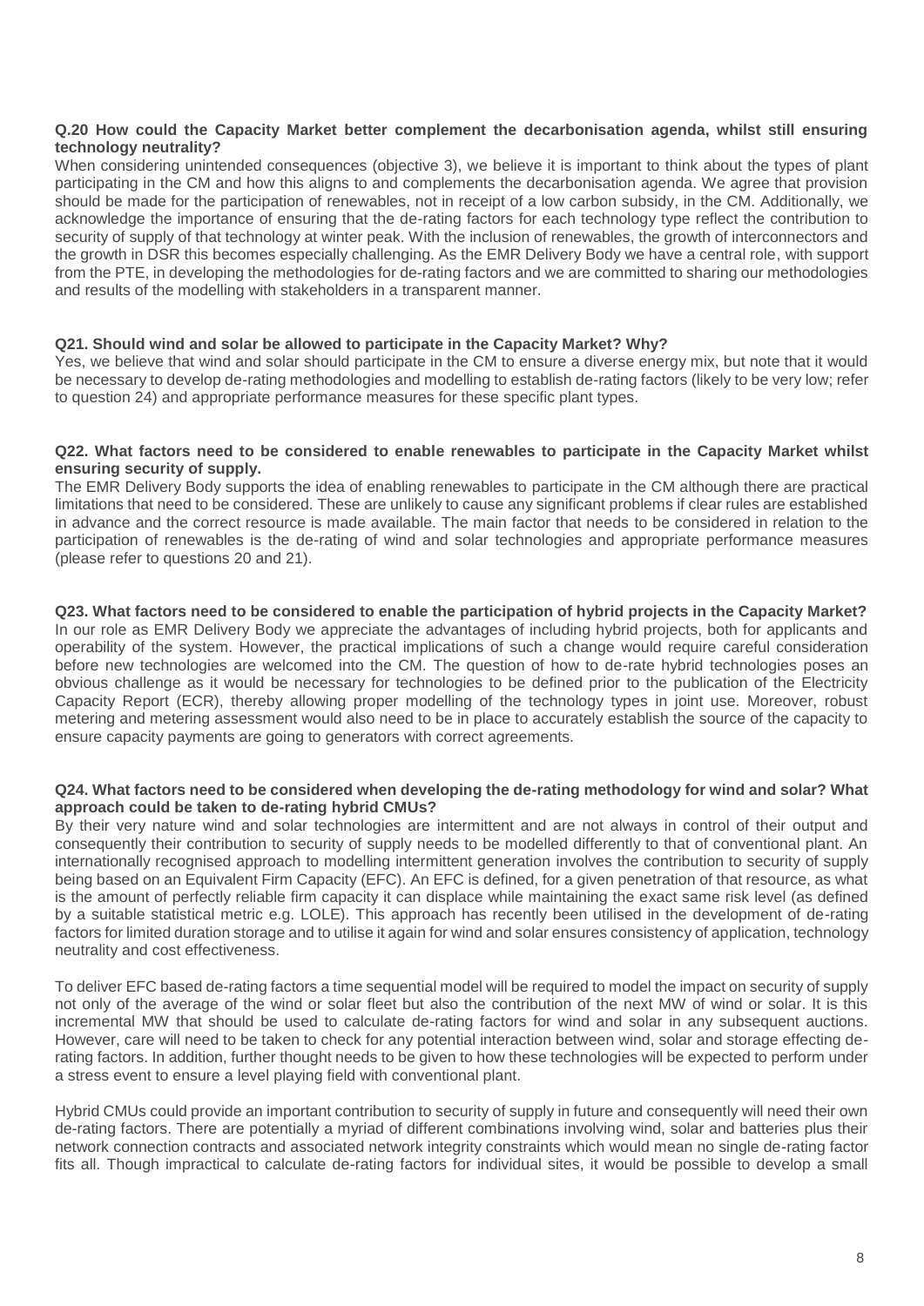**Q.20 How could the Capacity Market better complement the decarbonisation agenda, whilst still ensuring technology neutrality?**

When considering unintended consequences (objective 3), we believe it is important to think about the types of plant participating in the CM and how this aligns to and complements the decarbonisation agenda. We agree that provision should be made for the participation of renewables, not in receipt of a low carbon subsidy, in the CM. Additionally, we acknowledge the importance of ensuring that the de-rating factors for each technology type reflect the contribution to security of supply of that technology at winter peak. With the inclusion of renewables, the growth of interconnectors and the growth in DSR this becomes especially challenging. As the EMR Delivery Body we have a central role, with support from the PTE, in developing the methodologies for de-rating factors and we are committed to sharing our methodologies and results of the modelling with stakeholders in a transparent manner.

**Q21. Should wind and solar be allowed to participate in the Capacity Market? Why?**

Yes, we believe that wind and solar should participate in the CM to ensure a diverse energy mix, but note that it would be necessary to develop de-rating methodologies and modelling to establish de-rating factors (likely to be very low; refer to question 24) and appropriate performance measures for these specific plant types.

**Q22. What factors need to be considered to enable renewables to participate in the Capacity Market whilst ensuring security of supply.**

The EMR Delivery Body supports the idea of enabling renewables to participate in the CM although there are practical limitations that need to be considered. These are unlikely to cause any significant problems if clear rules are established in advance and the correct resource is made available. The main factor that needs to be considered in relation to the participation of renewables is the de-rating of wind and solar technologies and appropriate performance measures (please refer to questions 20 and 21).

**Q23. What factors need to be considered to enable the participation of hybrid projects in the Capacity Market?**

In our role as EMR Delivery Body we appreciate the advantages of including hybrid projects, both for applicants and operability of the system. However, the practical implications of such a change would require careful consideration before new technologies are welcomed into the CM. The question of how to de-rate hybrid technologies poses an obvious challenge as it would be necessary for technologies to be defined prior to the publication of the Electricity Capacity Report (ECR), thereby allowing proper modelling of the technology types in joint use. Moreover, robust metering and metering assessment would also need to be in place to accurately establish the source of the capacity to ensure capacity payments are going to generators with correct agreements.

**Q24. What factors need to be considered when developing the de-rating methodology for wind and solar? What approach could be taken to de-rating hybrid CMUs?**

By their very nature wind and solar technologies are intermittent and are not always in control of their output and consequently their contribution to security of supply needs to be modelled differently to that of conventional plant. An internationally recognised approach to modelling intermittent generation involves the contribution to security of supply being based on an Equivalent Firm Capacity (EFC). An EFC is defined, for a given penetration of that resource, as what is the amount of perfectly reliable firm capacity it can displace while maintaining the exact same risk level (as defined by a suitable statistical metric e.g. LOLE). This approach has recently been utilised in the development of de-rating factors for limited duration storage and to utilise it again for wind and solar ensures consistency of application, technology neutrality and cost effectiveness.

To deliver EFC based de-rating factors a time sequential model will be required to model the impact on security of supply not only of the average of the wind or solar fleet but also the contribution of the next MW of wind or solar. It is this incremental MW that should be used to calculate de-rating factors for wind and solar in any subsequent auctions. However, care will need to be taken to check for any potential interaction between wind, solar and storage effecting de-rating factors. In addition, further thought needs to be given to how these technologies will be expected to perform under a stress event to ensure a level playing field with conventional plant.

Hybrid CMUs could provide an important contribution to security of supply in future and consequently will need their own de-rating factors. There are potentially a myriad of different combinations involving wind, solar and batteries plus their network connection contracts and associated network integrity constraints which would mean no single de-rating factor fits all. Though impractical to calculate de-rating factors for individual sites, it would be possible to develop a small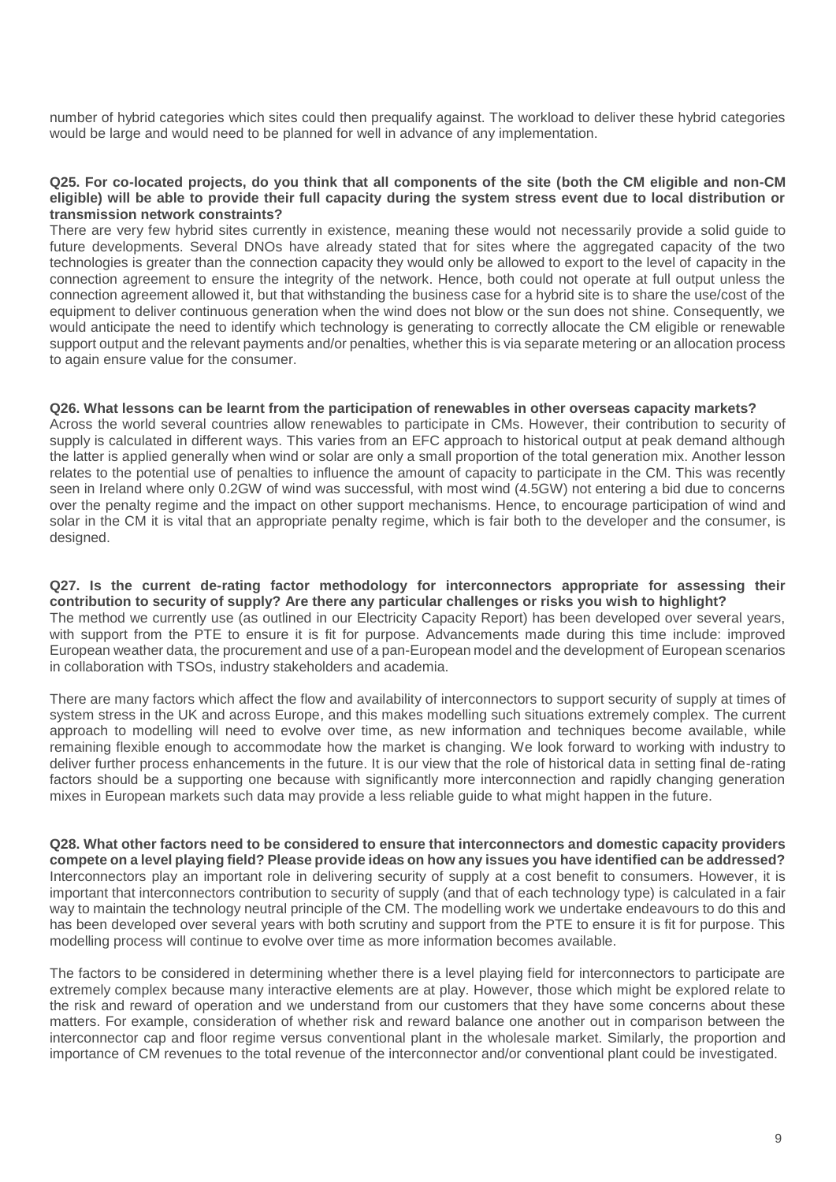number of hybrid categories which sites could then prequalify against. The workload to deliver these hybrid categories would be large and would need to be planned for well in advance of any implementation.

**Q25. For co-located projects, do you think that all components of the site (both the CM eligible and non-CM eligible) will be able to provide their full capacity during the system stress event due to local distribution or transmission network constraints?**

There are very few hybrid sites currently in existence, meaning these would not necessarily provide a solid guide to future developments. Several DNOs have already stated that for sites where the aggregated capacity of the two technologies is greater than the connection capacity they would only be allowed to export to the level of capacity in the connection agreement to ensure the integrity of the network. Hence, both could not operate at full output unless the connection agreement allowed it, but that withstanding the business case for a hybrid site is to share the use/cost of the equipment to deliver continuous generation when the wind does not blow or the sun does not shine. Consequently, we would anticipate the need to identify which technology is generating to correctly allocate the CM eligible or renewable support output and the relevant payments and/or penalties, whether this is via separate metering or an allocation process to again ensure value for the consumer.

**Q26. What lessons can be learnt from the participation of renewables in other overseas capacity markets?**

Across the world several countries allow renewables to participate in CMs. However, their contribution to security of supply is calculated in different ways. This varies from an EFC approach to historical output at peak demand although the latter is applied generally when wind or solar are only a small proportion of the total generation mix. Another lesson relates to the potential use of penalties to influence the amount of capacity to participate in the CM. This was recently seen in Ireland where only 0.2GW of wind was successful, with most wind (4.5GW) not entering a bid due to concerns over the penalty regime and the impact on other support mechanisms. Hence, to encourage participation of wind and solar in the CM it is vital that an appropriate penalty regime, which is fair both to the developer and the consumer, is designed.

**Q27. Is the current de-rating factor methodology for interconnectors appropriate for assessing their contribution to security of supply? Are there any particular challenges or risks you wish to highlight?**

The method we currently use (as outlined in our Electricity Capacity Report) has been developed over several years, with support from the PTE to ensure it is fit for purpose. Advancements made during this time include: improved European weather data, the procurement and use of a pan-European model and the development of European scenarios in collaboration with TSOs, industry stakeholders and academia.

There are many factors which affect the flow and availability of interconnectors to support security of supply at times of system stress in the UK and across Europe, and this makes modelling such situations extremely complex. The current approach to modelling will need to evolve over time, as new information and techniques become available, while remaining flexible enough to accommodate how the market is changing. We look forward to working with industry to deliver further process enhancements in the future. It is our view that the role of historical data in setting final de-rating factors should be a supporting one because with significantly more interconnection and rapidly changing generation mixes in European markets such data may provide a less reliable guide to what might happen in the future.

**Q28. What other factors need to be considered to ensure that interconnectors and domestic capacity providers compete on a level playing field? Please provide ideas on how any issues you have identified can be addressed?**

Interconnectors play an important role in delivering security of supply at a cost benefit to consumers. However, it is important that interconnectors contribution to security of supply (and that of each technology type) is calculated in a fair way to maintain the technology neutral principle of the CM. The modelling work we undertake endeavours to do this and has been developed over several years with both scrutiny and support from the PTE to ensure it is fit for purpose. This modelling process will continue to evolve over time as more information becomes available.

The factors to be considered in determining whether there is a level playing field for interconnectors to participate are extremely complex because many interactive elements are at play. However, those which might be explored relate to the risk and reward of operation and we understand from our customers that they have some concerns about these matters. For example, consideration of whether risk and reward balance one another out in comparison between the interconnector cap and floor regime versus conventional plant in the wholesale market. Similarly, the proportion and importance of CM revenues to the total revenue of the interconnector and/or conventional plant could be investigated.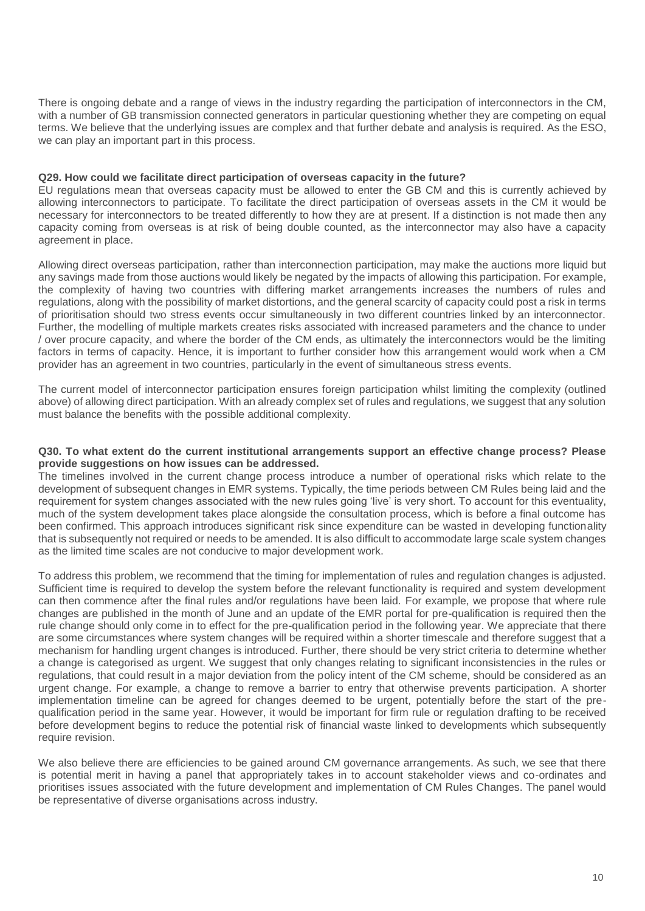There is ongoing debate and a range of views in the industry regarding the participation of interconnectors in the CM, with a number of GB transmission connected generators in particular questioning whether they are competing on equal terms. We believe that the underlying issues are complex and that further debate and analysis is required. As the ESO, we can play an important part in this process.

**Q29. How could we facilitate direct participation of overseas capacity in the future?**

EU regulations mean that overseas capacity must be allowed to enter the GB CM and this is currently achieved by allowing interconnectors to participate. To facilitate the direct participation of overseas assets in the CM it would be necessary for interconnectors to be treated differently to how they are at present. If a distinction is not made then any capacity coming from overseas is at risk of being double counted, as the interconnector may also have a capacity agreement in place.

Allowing direct overseas participation, rather than interconnection participation, may make the auctions more liquid but any savings made from those auctions would likely be negated by the impacts of allowing this participation. For example, the complexity of having two countries with differing market arrangements increases the numbers of rules and regulations, along with the possibility of market distortions, and the general scarcity of capacity could post a risk in terms of prioritisation should two stress events occur simultaneously in two different countries linked by an interconnector. Further, the modelling of multiple markets creates risks associated with increased parameters and the chance to under / over procure capacity, and where the border of the CM ends, as ultimately the interconnectors would be the limiting factors in terms of capacity. Hence, it is important to further consider how this arrangement would work when a CM provider has an agreement in two countries, particularly in the event of simultaneous stress events.

The current model of interconnector participation ensures foreign participation whilst limiting the complexity (outlined above) of allowing direct participation. With an already complex set of rules and regulations, we suggest that any solution must balance the benefits with the possible additional complexity.

**Q30. To what extent do the current institutional arrangements support an effective change process? Please provide suggestions on how issues can be addressed.**

The timelines involved in the current change process introduce a number of operational risks which relate to the development of subsequent changes in EMR systems. Typically, the time periods between CM Rules being laid and the requirement for system changes associated with the new rules going 'live' is very short. To account for this eventuality, much of the system development takes place alongside the consultation process, which is before a final outcome has been confirmed. This approach introduces significant risk since expenditure can be wasted in developing functionality that is subsequently not required or needs to be amended. It is also difficult to accommodate large scale system changes as the limited time scales are not conducive to major development work.

To address this problem, we recommend that the timing for implementation of rules and regulation changes is adjusted. Sufficient time is required to develop the system before the relevant functionality is required and system development can then commence after the final rules and/or regulations have been laid. For example, we propose that where rule changes are published in the month of June and an update of the EMR portal for pre-qualification is required then the rule change should only come in to effect for the pre-qualification period in the following year. We appreciate that there are some circumstances where system changes will be required within a shorter timescale and therefore suggest that a mechanism for handling urgent changes is introduced. Further, there should be very strict criteria to determine whether a change is categorised as urgent. We suggest that only changes relating to significant inconsistencies in the rules or regulations, that could result in a major deviation from the policy intent of the CM scheme, should be considered as an urgent change. For example, a change to remove a barrier to entry that otherwise prevents participation. A shorter implementation timeline can be agreed for changes deemed to be urgent, potentially before the start of the pre-qualification period in the same year. However, it would be important for firm rule or regulation drafting to be received before development begins to reduce the potential risk of financial waste linked to developments which subsequently require revision.

We also believe there are efficiencies to be gained around CM governance arrangements. As such, we see that there is potential merit in having a panel that appropriately takes in to account stakeholder views and co-ordinates and prioritises issues associated with the future development and implementation of CM Rules Changes. The panel would be representative of diverse organisations across industry.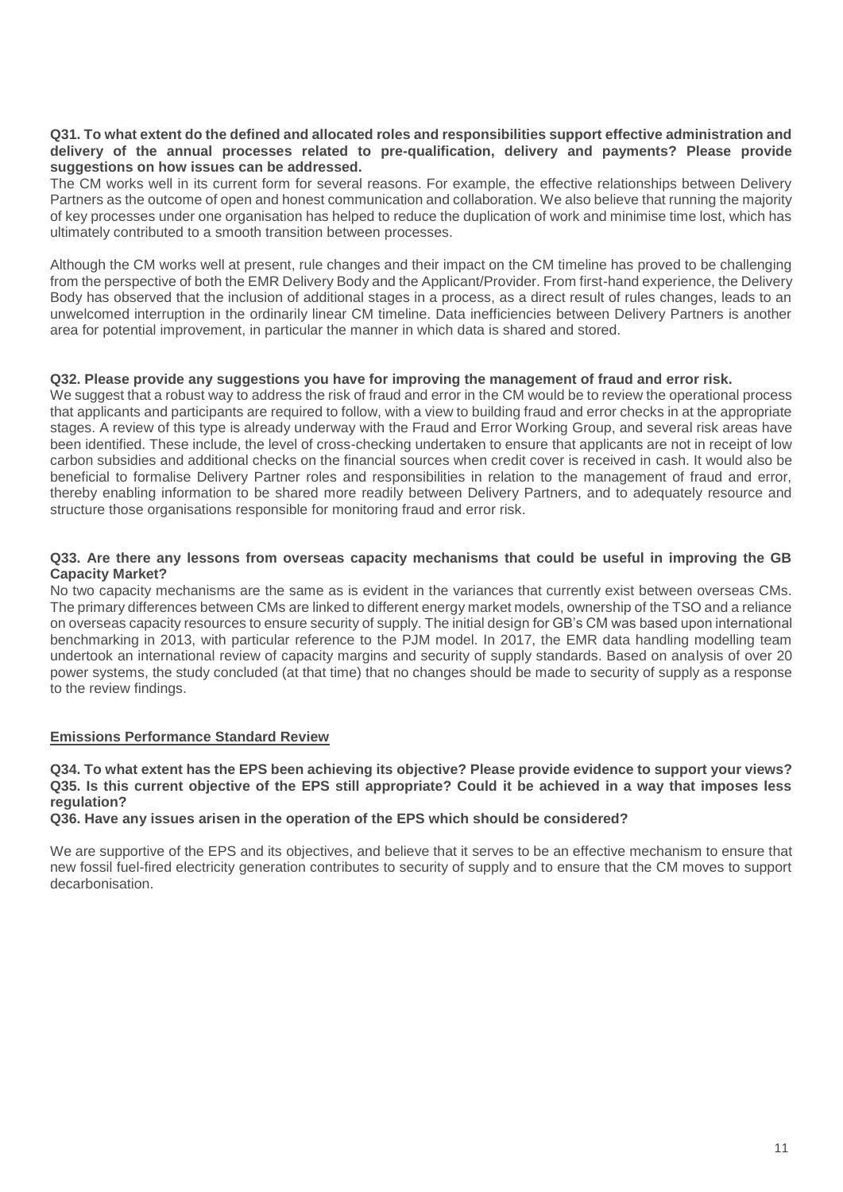**Q31. To what extent do the defined and allocated roles and responsibilities support effective administration and delivery of the annual processes related to pre-qualification, delivery and payments? Please provide suggestions on how issues can be addressed.**

The CM works well in its current form for several reasons. For example, the effective relationships between Delivery Partners as the outcome of open and honest communication and collaboration. We also believe that running the majority of key processes under one organisation has helped to reduce the duplication of work and minimise time lost, which has ultimately contributed to a smooth transition between processes.

Although the CM works well at present, rule changes and their impact on the CM timeline has proved to be challenging from the perspective of both the EMR Delivery Body and the Applicant/Provider. From first-hand experience, the Delivery Body has observed that the inclusion of additional stages in a process, as a direct result of rules changes, leads to an unwelcomed interruption in the ordinarily linear CM timeline. Data inefficiencies between Delivery Partners is another area for potential improvement, in particular the manner in which data is shared and stored.

**Q32. Please provide any suggestions you have for improving the management of fraud and error risk.**

We suggest that a robust way to address the risk of fraud and error in the CM would be to review the operational process that applicants and participants are required to follow, with a view to building fraud and error checks in at the appropriate stages. A review of this type is already underway with the Fraud and Error Working Group, and several risk areas have been identified. These include, the level of cross-checking undertaken to ensure that applicants are not in receipt of low carbon subsidies and additional checks on the financial sources when credit cover is received in cash. It would also be beneficial to formalise Delivery Partner roles and responsibilities in relation to the management of fraud and error, thereby enabling information to be shared more readily between Delivery Partners, and to adequately resource and structure those organisations responsible for monitoring fraud and error risk.

**Q33. Are there any lessons from overseas capacity mechanisms that could be useful in improving the GB Capacity Market?**

No two capacity mechanisms are the same as is evident in the variances that currently exist between overseas CMs. The primary differences between CMs are linked to different energy market models, ownership of the TSO and a reliance on overseas capacity resources to ensure security of supply. The initial design for GB's CM was based upon international benchmarking in 2013, with particular reference to the PJM model. In 2017, the EMR data handling modelling team undertook an international review of capacity margins and security of supply standards. Based on analysis of over 20 power systems, the study concluded (at that time) that no changes should be made to security of supply as a response to the review findings.

**<u>Emissions Performance Standard Review</u>**

**Q34. To what extent has the EPS been achieving its objective? Please provide evidence to support your views?**
**Q35. Is this current objective of the EPS still appropriate? Could it be achieved in a way that imposes less regulation?**
**Q36. Have any issues arisen in the operation of the EPS which should be considered?**

We are supportive of the EPS and its objectives, and believe that it serves to be an effective mechanism to ensure that new fossil fuel-fired electricity generation contributes to security of supply and to ensure that the CM moves to support decarbonisation.